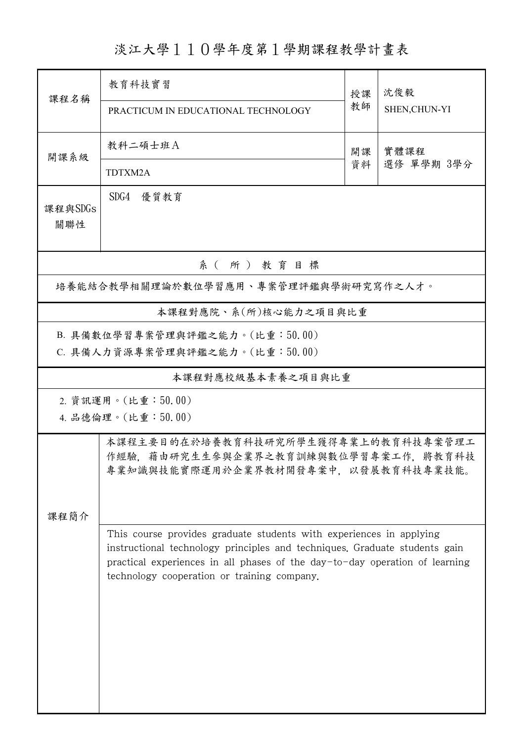# 淡江大學１１０學年度第１學期課程教學計畫表

| 課程名稱 | 教育科技實習<br>PRACTICUM IN EDUCATIONAL TECHNOLOGY | 授課教師 | 沈俊毅<br>SHEN,CHUN-YI |
|---|---|---|---|
| 開課系級 | 教科二碩士班Ａ<br>TDTXM2A | 開課資料 | 實體課程<br>選修 單學期 3學分 |
| 課程與SDGs關聯性 | SDG4　優質教育 | | |

**系（所）教育目標**

培養能結合教學相關理論於數位學習應用、專案管理評鑑與學術研究寫作之人才。

**本課程對應院、系(所)核心能力之項目與比重**

B. 具備數位學習專案管理與評鑑之能力。(比重：50.00)

C. 具備人力資源專案管理與評鑑之能力。(比重：50.00)

**本課程對應校級基本素養之項目與比重**

2. 資訊運用。(比重：50.00)

4. 品德倫理。(比重：50.00)

**課程簡介**

本課程主要目的在於培養教育科技研究所學生獲得專業上的教育科技專案管理工作經驗，藉由研究生生參與企業界之教育訓練與數位學習專案工作，將教育科技專業知識與技能實際運用於企業界教材開發專案中，以發展教育科技專業技能。

This course provides graduate students with experiences in applying instructional technology principles and techniques. Graduate students gain practical experiences in all phases of the day-to-day operation of learning technology cooperation or training company.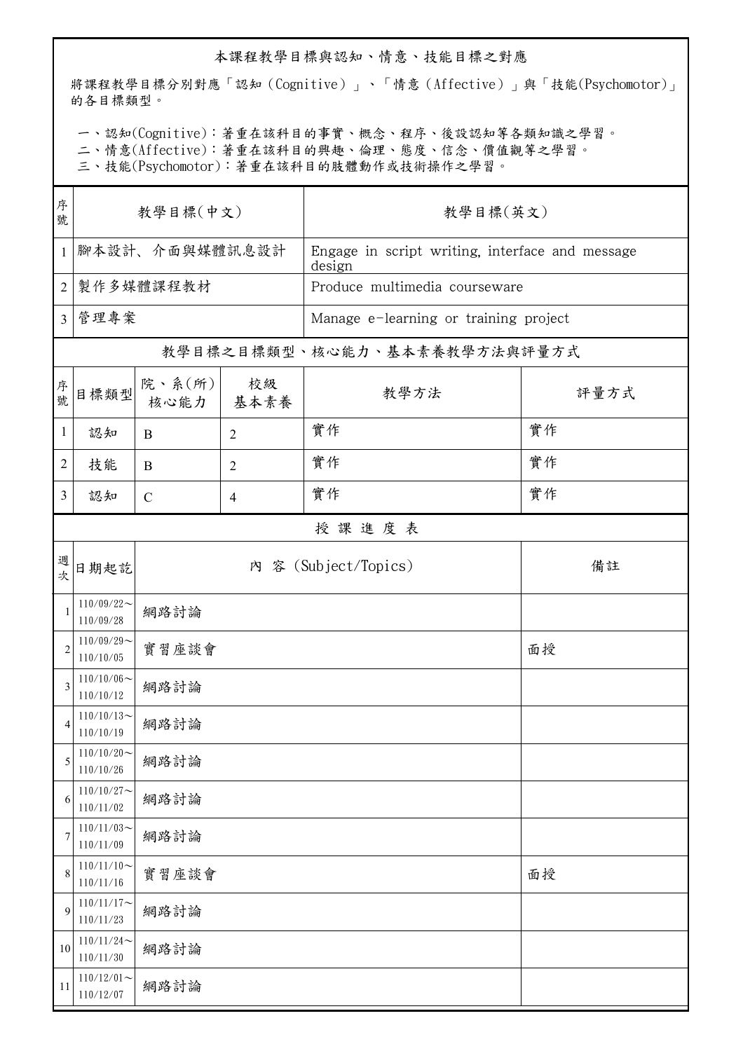## 本課程教學目標與認知、情意、技能目標之對應

將課程教學目標分別對應「認知（Cognitive）」、「情意（Affective）」與「技能(Psychomotor)」的各目標類型。

一、認知(Cognitive)：著重在該科目的事實、概念、程序、後設認知等各類知識之學習。
二、情意(Affective)：著重在該科目的興趣、倫理、態度、信念、價值觀等之學習。
三、技能(Psychomotor)：著重在該科目的肢體動作或技術操作之學習。

| 序號 | 教學目標(中文) | 教學目標(英文) |
|---|---|---|
| 1 | 腳本設計、介面與媒體訊息設計 | Engage in script writing, interface and message design |
| 2 | 製作多媒體課程教材 | Produce multimedia courseware |
| 3 | 管理專案 | Manage e-learning or training project |

## 教學目標之目標類型、核心能力、基本素養教學方法與評量方式

| 序號 | 目標類型 | 院、系(所)核心能力 | 校級基本素養 | 教學方法 | 評量方式 |
|---|---|---|---|---|---|
| 1 | 認知 | B | 2 | 實作 | 實作 |
| 2 | 技能 | B | 2 | 實作 | 實作 |
| 3 | 認知 | C | 4 | 實作 | 實作 |

## 授 課 進 度 表

| 週次 | 日期起訖 | 內 容 (Subject/Topics) | 備註 |
|---|---|---|---|
| 1 | 110/09/22～110/09/28 | 網路討論 | |
| 2 | 110/09/29～110/10/05 | 實習座談會 | 面授 |
| 3 | 110/10/06～110/10/12 | 網路討論 | |
| 4 | 110/10/13～110/10/19 | 網路討論 | |
| 5 | 110/10/20～110/10/26 | 網路討論 | |
| 6 | 110/10/27～110/11/02 | 網路討論 | |
| 7 | 110/11/03～110/11/09 | 網路討論 | |
| 8 | 110/11/10～110/11/16 | 實習座談會 | 面授 |
| 9 | 110/11/17～110/11/23 | 網路討論 | |
| 10 | 110/11/24～110/11/30 | 網路討論 | |
| 11 | 110/12/01～110/12/07 | 網路討論 | |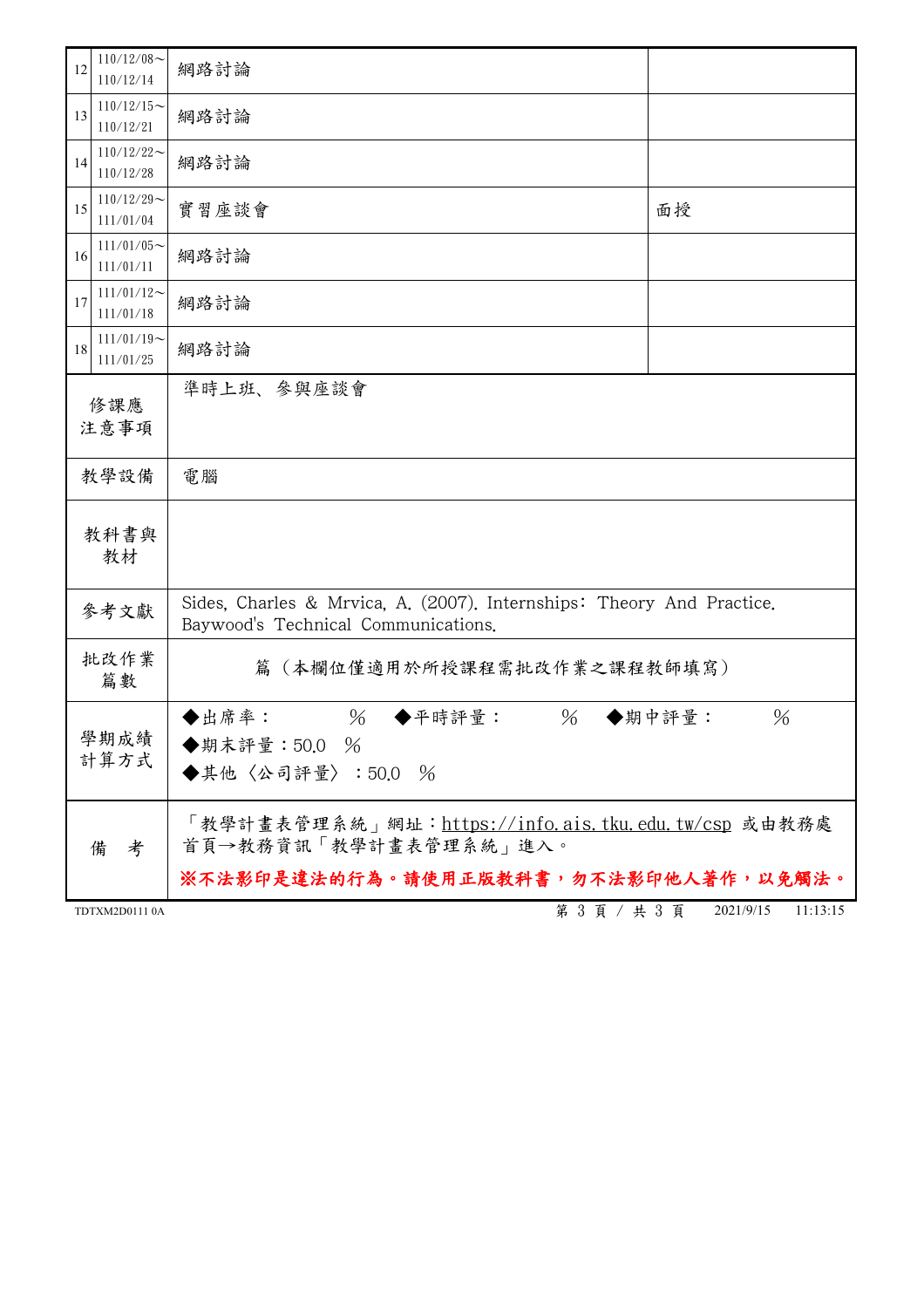| | | | |
|---|---|---|---|
| 12 | 110/12/08～<br>110/12/14 | 網路討論 | |
| 13 | 110/12/15～<br>110/12/21 | 網路討論 | |
| 14 | 110/12/22～<br>110/12/28 | 網路討論 | |
| 15 | 110/12/29～<br>111/01/04 | 實習座談會 | 面授 |
| 16 | 111/01/05～<br>111/01/11 | 網路討論 | |
| 17 | 111/01/12～<br>111/01/18 | 網路討論 | |
| 18 | 111/01/19～<br>111/01/25 | 網路討論 | |

| | |
|---|---|
| 修課應注意事項 | 準時上班、參與座談會 |
| 教學設備 | 電腦 |
| 教科書與教材 | |
| 參考文獻 | Sides, Charles & Mrvica, A. (2007). Internships: Theory And Practice. Baywood's Technical Communications. |
| 批改作業篇數 | 篇（本欄位僅適用於所授課程需批改作業之課程教師填寫） |
| 學期成績計算方式 | ◆出席率：　　%　◆平時評量：　　%　◆期中評量：　　%<br>◆期末評量：50.0 %<br>◆其他〈公司評量〉：50.0 % |
| 備　考 | 「教學計畫表管理系統」網址：https://info.ais.tku.edu.tw/csp 或由教務處首頁→教務資訊「教學計畫表管理系統」進入。<br>**※不法影印是違法的行為。請使用正版教科書，勿不法影印他人著作，以免觸法。** |

TDTXM2D0111 0A　2021/9/15　11:13:15